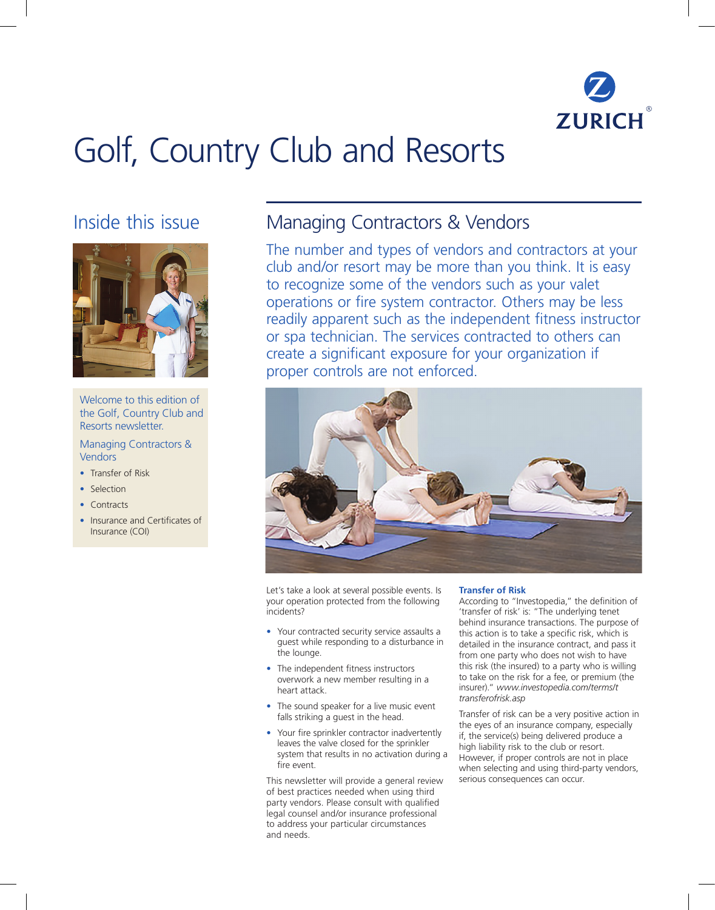ZURICH

# Golf, Country Club and Resorts

## Inside this issue

Welcome to this edition of the Golf, Country Club and Resorts newsletter.

Managing Contractors & Vendors

- Transfer of Risk
- Selection
- Contracts
- Insurance and Certificates of Insurance (COI)

## Managing Contractors & Vendors

The number and types of vendors and contractors at your club and/or resort may be more than you think. It is easy to recognize some of the vendors such as your valet operations or fire system contractor. Others may be less readily apparent such as the independent fitness instructor or spa technician. The services contracted to others can create a significant exposure for your organization if proper controls are not enforced.

Let's take a look at several possible events. Is your operation protected from the following incidents?

- Your contracted security service assaults a guest while responding to a disturbance in the lounge.
- The independent fitness instructors overwork a new member resulting in a heart attack.
- The sound speaker for a live music event falls striking a guest in the head.
- Your fire sprinkler contractor inadvertently leaves the valve closed for the sprinkler system that results in no activation during a fire event.

This newsletter will provide a general review of best practices needed when using third party vendors. Please consult with qualified legal counsel and/or insurance professional to address your particular circumstances and needs.

### Transfer of Risk

According to "Investopedia," the definition of 'transfer of risk' is: "The underlying tenet behind insurance transactions. The purpose of this action is to take a specific risk, which is detailed in the insurance contract, and pass it from one party who does not wish to have this risk (the insured) to a party who is willing to take on the risk for a fee, or premium (the insurer)." *www.investopedia.com/terms/t transferofrisk.asp*

Transfer of risk can be a very positive action in the eyes of an insurance company, especially if, the service(s) being delivered produce a high liability risk to the club or resort. However, if proper controls are not in place when selecting and using third-party vendors, serious consequences can occur.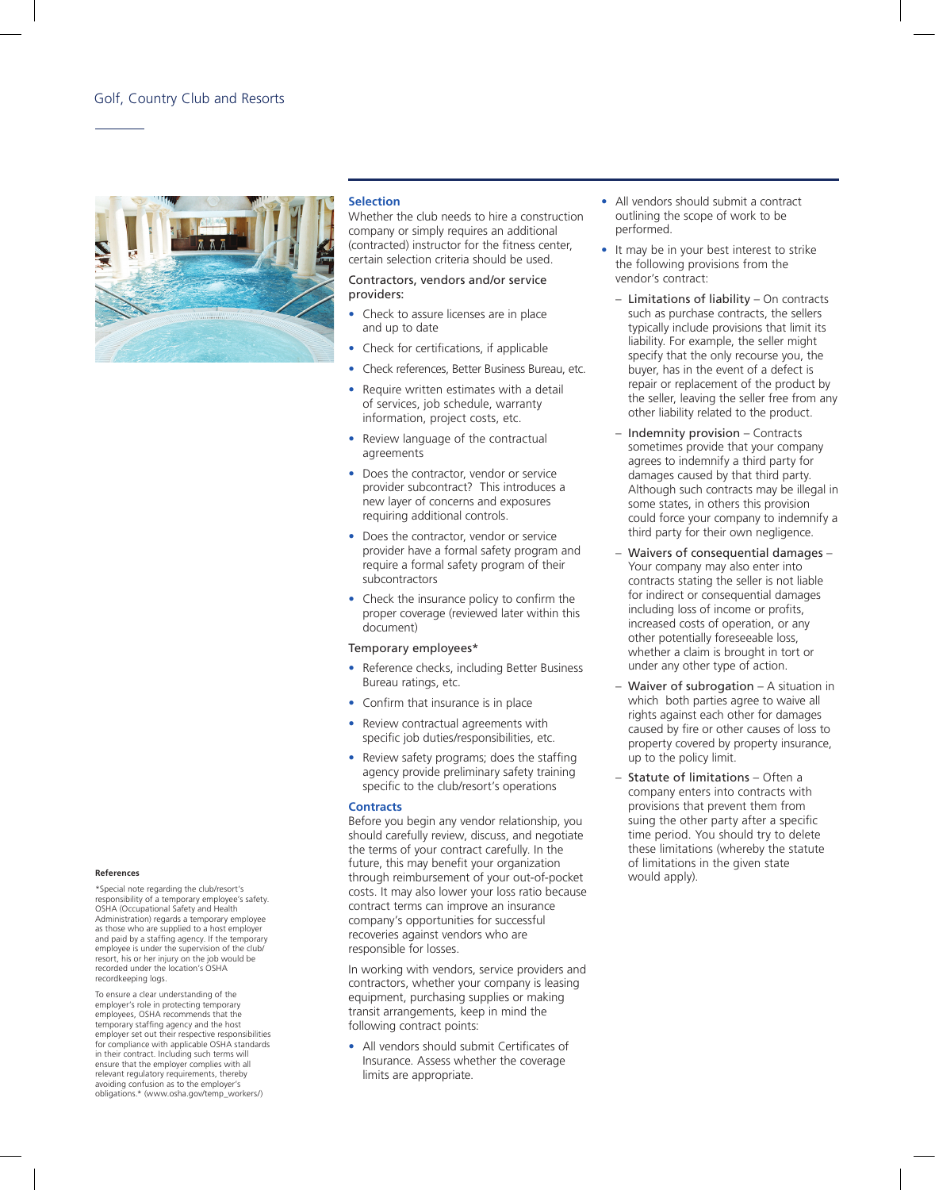## Selection

Whether the club needs to hire a construction company or simply requires an additional (contracted) instructor for the fitness center, certain selection criteria should be used.

Contractors, vendors and/or service providers:

- Check to assure licenses are in place and up to date
- Check for certifications, if applicable
- Check references, Better Business Bureau, etc.
- Require written estimates with a detail of services, job schedule, warranty information, project costs, etc.
- Review language of the contractual agreements
- Does the contractor, vendor or service provider subcontract? This introduces a new layer of concerns and exposures requiring additional controls.
- Does the contractor, vendor or service provider have a formal safety program and require a formal safety program of their subcontractors
- Check the insurance policy to confirm the proper coverage (reviewed later within this document)

Temporary employees*

- Reference checks, including Better Business Bureau ratings, etc.
- Confirm that insurance is in place
- Review contractual agreements with specific job duties/responsibilities, etc.
- Review safety programs; does the staffing agency provide preliminary safety training specific to the club/resort's operations

## Contracts

Before you begin any vendor relationship, you should carefully review, discuss, and negotiate the terms of your contract carefully. In the future, this may benefit your organization through reimbursement of your out-of-pocket costs. It may also lower your loss ratio because contract terms can improve an insurance company's opportunities for successful recoveries against vendors who are responsible for losses.

In working with vendors, service providers and contractors, whether your company is leasing equipment, purchasing supplies or making transit arrangements, keep in mind the following contract points:

- All vendors should submit Certificates of Insurance. Assess whether the coverage limits are appropriate.
- All vendors should submit a contract outlining the scope of work to be performed.
- It may be in your best interest to strike the following provisions from the vendor's contract:
  - Limitations of liability – On contracts such as purchase contracts, the sellers typically include provisions that limit its liability. For example, the seller might specify that the only recourse you, the buyer, has in the event of a defect is repair or replacement of the product by the seller, leaving the seller free from any other liability related to the product.
  - Indemnity provision – Contracts sometimes provide that your company agrees to indemnify a third party for damages caused by that third party. Although such contracts may be illegal in some states, in others this provision could force your company to indemnify a third party for their own negligence.
  - Waivers of consequential damages – Your company may also enter into contracts stating the seller is not liable for indirect or consequential damages including loss of income or profits, increased costs of operation, or any other potentially foreseeable loss, whether a claim is brought in tort or under any other type of action.
  - Waiver of subrogation – A situation in which both parties agree to waive all rights against each other for damages caused by fire or other causes of loss to property covered by property insurance, up to the policy limit.
  - Statute of limitations – Often a company enters into contracts with provisions that prevent them from suing the other party after a specific time period. You should try to delete these limitations (whereby the statute of limitations in the given state would apply).

**References**

*Special note regarding the club/resort's responsibility of a temporary employee's safety. OSHA (Occupational Safety and Health Administration) regards a temporary employee as those who are supplied to a host employer and paid by a staffing agency. If the temporary employee is under the supervision of the club/resort, his or her injury on the job would be recorded under the location's OSHA recordkeeping logs.

To ensure a clear understanding of the employer's role in protecting temporary employees, OSHA recommends that the temporary staffing agency and the host employer set out their respective responsibilities for compliance with applicable OSHA standards in their contract. Including such terms will ensure that the employer complies with all relevant regulatory requirements, thereby avoiding confusion as to the employer's obligations.* (www.osha.gov/temp_workers/)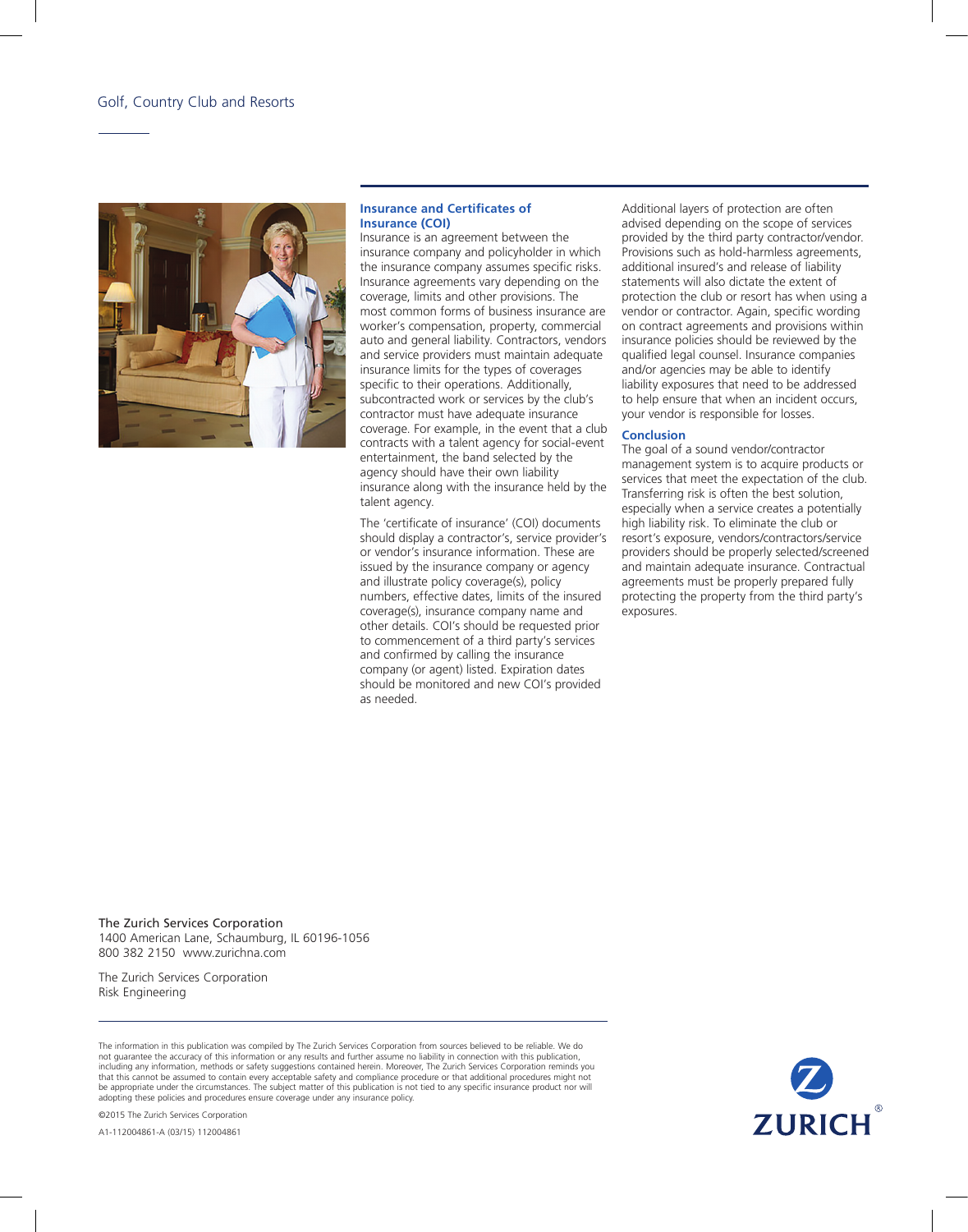## Insurance and Certificates of Insurance (COI)

Insurance is an agreement between the insurance company and policyholder in which the insurance company assumes specific risks. Insurance agreements vary depending on the coverage, limits and other provisions. The most common forms of business insurance are worker's compensation, property, commercial auto and general liability. Contractors, vendors and service providers must maintain adequate insurance limits for the types of coverages specific to their operations. Additionally, subcontracted work or services by the club's contractor must have adequate insurance coverage. For example, in the event that a club contracts with a talent agency for social-event entertainment, the band selected by the agency should have their own liability insurance along with the insurance held by the talent agency.

The 'certificate of insurance' (COI) documents should display a contractor's, service provider's or vendor's insurance information. These are issued by the insurance company or agency and illustrate policy coverage(s), policy numbers, effective dates, limits of the insured coverage(s), insurance company name and other details. COI's should be requested prior to commencement of a third party's services and confirmed by calling the insurance company (or agent) listed. Expiration dates should be monitored and new COI's provided as needed.

Additional layers of protection are often advised depending on the scope of services provided by the third party contractor/vendor. Provisions such as hold-harmless agreements, additional insured's and release of liability statements will also dictate the extent of protection the club or resort has when using a vendor or contractor. Again, specific wording on contract agreements and provisions within insurance policies should be reviewed by the qualified legal counsel. Insurance companies and/or agencies may be able to identify liability exposures that need to be addressed to help ensure that when an incident occurs, your vendor is responsible for losses.

## Conclusion

The goal of a sound vendor/contractor management system is to acquire products or services that meet the expectation of the club. Transferring risk is often the best solution, especially when a service creates a potentially high liability risk. To eliminate the club or resort's exposure, vendors/contractors/service providers should be properly selected/screened and maintain adequate insurance. Contractual agreements must be properly prepared fully protecting the property from the third party's exposures.

The Zurich Services Corporation
1400 American Lane, Schaumburg, IL 60196-1056
800 382 2150 www.zurichna.com

The Zurich Services Corporation
Risk Engineering

The information in this publication was compiled by The Zurich Services Corporation from sources believed to be reliable. We do not guarantee the accuracy of this information or any results and further assume no liability in connection with this publication, including any information, methods or safety suggestions contained herein. Moreover, The Zurich Services Corporation reminds you that this cannot be assumed to contain every acceptable safety and compliance procedure or that additional procedures might not be appropriate under the circumstances. The subject matter of this publication is not tied to any specific insurance product nor will adopting these policies and procedures ensure coverage under any insurance policy.

©2015 The Zurich Services Corporation

A1-112004861-A (03/15) 112004861